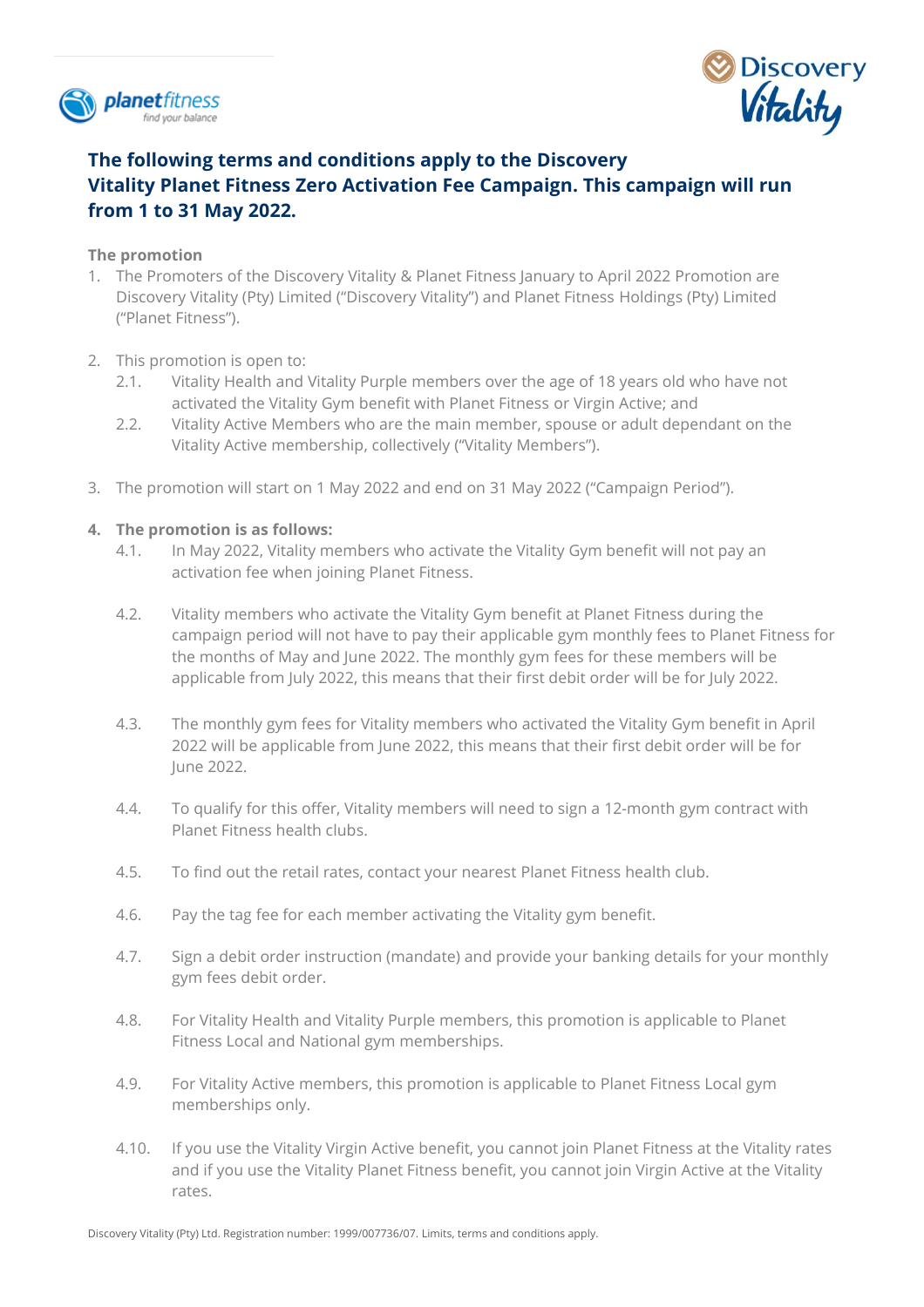# The following terms and conditions apply to the Discovery Vitality Planet Fitness Zero Activation Fee Campaign. This campaign will run from 1 to 31 May 2022.

**The promotion**

1. The Promoters of the Discovery Vitality & Planet Fitness January to April 2022 Promotion are Discovery Vitality (Pty) Limited ("Discovery Vitality") and Planet Fitness Holdings (Pty) Limited ("Planet Fitness").

2. This promotion is open to:
   - 2.1. Vitality Health and Vitality Purple members over the age of 18 years old who have not activated the Vitality Gym benefit with Planet Fitness or Virgin Active; and
   - 2.2. Vitality Active Members who are the main member, spouse or adult dependant on the Vitality Active membership, collectively ("Vitality Members").

3. The promotion will start on 1 May 2022 and end on 31 May 2022 ("Campaign Period").

4. **The promotion is as follows:**
   - 4.1. In May 2022, Vitality members who activate the Vitality Gym benefit will not pay an activation fee when joining Planet Fitness.
   - 4.2. Vitality members who activate the Vitality Gym benefit at Planet Fitness during the campaign period will not have to pay their applicable gym monthly fees to Planet Fitness for the months of May and June 2022. The monthly gym fees for these members will be applicable from July 2022, this means that their first debit order will be for July 2022.
   - 4.3. The monthly gym fees for Vitality members who activated the Vitality Gym benefit in April 2022 will be applicable from June 2022, this means that their first debit order will be for June 2022.
   - 4.4. To qualify for this offer, Vitality members will need to sign a 12-month gym contract with Planet Fitness health clubs.
   - 4.5. To find out the retail rates, contact your nearest Planet Fitness health club.
   - 4.6. Pay the tag fee for each member activating the Vitality gym benefit.
   - 4.7. Sign a debit order instruction (mandate) and provide your banking details for your monthly gym fees debit order.
   - 4.8. For Vitality Health and Vitality Purple members, this promotion is applicable to Planet Fitness Local and National gym memberships.
   - 4.9. For Vitality Active members, this promotion is applicable to Planet Fitness Local gym memberships only.
   - 4.10. If you use the Vitality Virgin Active benefit, you cannot join Planet Fitness at the Vitality rates and if you use the Vitality Planet Fitness benefit, you cannot join Virgin Active at the Vitality rates.

Discovery Vitality (Pty) Ltd. Registration number: 1999/007736/07. Limits, terms and conditions apply.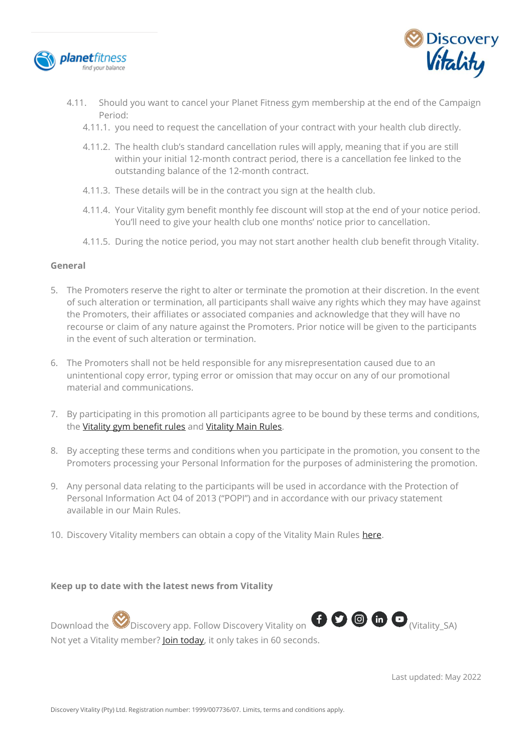4.11. Should you want to cancel your Planet Fitness gym membership at the end of the Campaign Period:

4.11.1. you need to request the cancellation of your contract with your health club directly.

4.11.2. The health club's standard cancellation rules will apply, meaning that if you are still within your initial 12-month contract period, there is a cancellation fee linked to the outstanding balance of the 12-month contract.

4.11.3. These details will be in the contract you sign at the health club.

4.11.4. Your Vitality gym benefit monthly fee discount will stop at the end of your notice period. You'll need to give your health club one months' notice prior to cancellation.

4.11.5. During the notice period, you may not start another health club benefit through Vitality.

**General**

5. The Promoters reserve the right to alter or terminate the promotion at their discretion. In the event of such alteration or termination, all participants shall waive any rights which they may have against the Promoters, their affiliates or associated companies and acknowledge that they will have no recourse or claim of any nature against the Promoters. Prior notice will be given to the participants in the event of such alteration or termination.

6. The Promoters shall not be held responsible for any misrepresentation caused due to an unintentional copy error, typing error or omission that may occur on any of our promotional material and communications.

7. By participating in this promotion all participants agree to be bound by these terms and conditions, the Vitality gym benefit rules and Vitality Main Rules.

8. By accepting these terms and conditions when you participate in the promotion, you consent to the Promoters processing your Personal Information for the purposes of administering the promotion.

9. Any personal data relating to the participants will be used in accordance with the Protection of Personal Information Act 04 of 2013 ("POPI") and in accordance with our privacy statement available in our Main Rules.

10. Discovery Vitality members can obtain a copy of the Vitality Main Rules here.

**Keep up to date with the latest news from Vitality**

Download the Discovery app. Follow Discovery Vitality on (Vitality_SA)
Not yet a Vitality member? Join today, it only takes in 60 seconds.

Last updated: May 2022

Discovery Vitality (Pty) Ltd. Registration number: 1999/007736/07. Limits, terms and conditions apply.